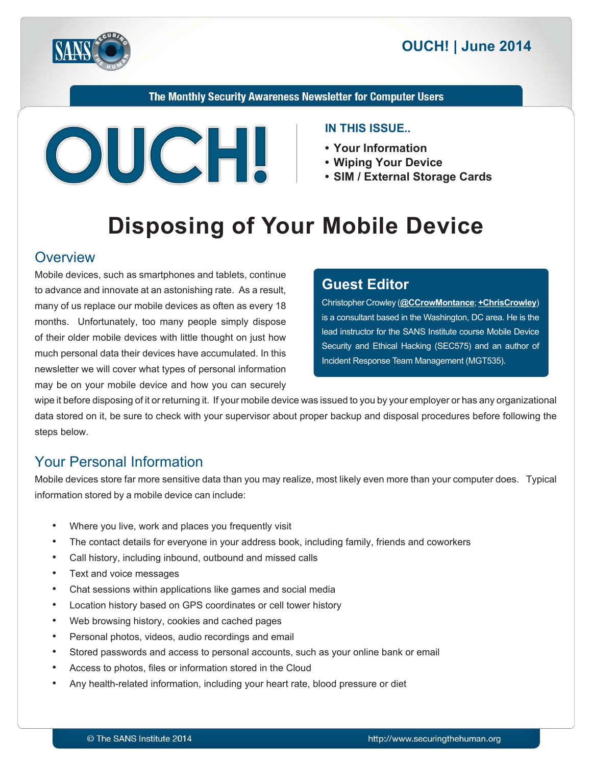**OUCH! | June 2014**

The Monthly Security Awareness Newsletter for Computer Users

**IN THIS ISSUE..**

- Your Information
- Wiping Your Device
- SIM / External Storage Cards

# Disposing of Your Mobile Device

## Overview

Mobile devices, such as smartphones and tablets, continue to advance and innovate at an astonishing rate. As a result, many of us replace our mobile devices as often as every 18 months. Unfortunately, too many people simply dispose of their older mobile devices with little thought on just how much personal data their devices have accumulated. In this newsletter we will cover what types of personal information may be on your mobile device and how you can securely wipe it before disposing of it or returning it. If your mobile device was issued to you by your employer or has any organizational data stored on it, be sure to check with your supervisor about proper backup and disposal procedures before following the steps below.

> **Guest Editor**
>
> Christopher Crowley (**@CCrowMontance**; **+ChrisCrowley**) is a consultant based in the Washington, DC area. He is the lead instructor for the SANS Institute course Mobile Device Security and Ethical Hacking (SEC575) and an author of Incident Response Team Management (MGT535).

## Your Personal Information

Mobile devices store far more sensitive data than you may realize, most likely even more than your computer does. Typical information stored by a mobile device can include:

- Where you live, work and places you frequently visit
- The contact details for everyone in your address book, including family, friends and coworkers
- Call history, including inbound, outbound and missed calls
- Text and voice messages
- Chat sessions within applications like games and social media
- Location history based on GPS coordinates or cell tower history
- Web browsing history, cookies and cached pages
- Personal photos, videos, audio recordings and email
- Stored passwords and access to personal accounts, such as your online bank or email
- Access to photos, files or information stored in the Cloud
- Any health-related information, including your heart rate, blood pressure or diet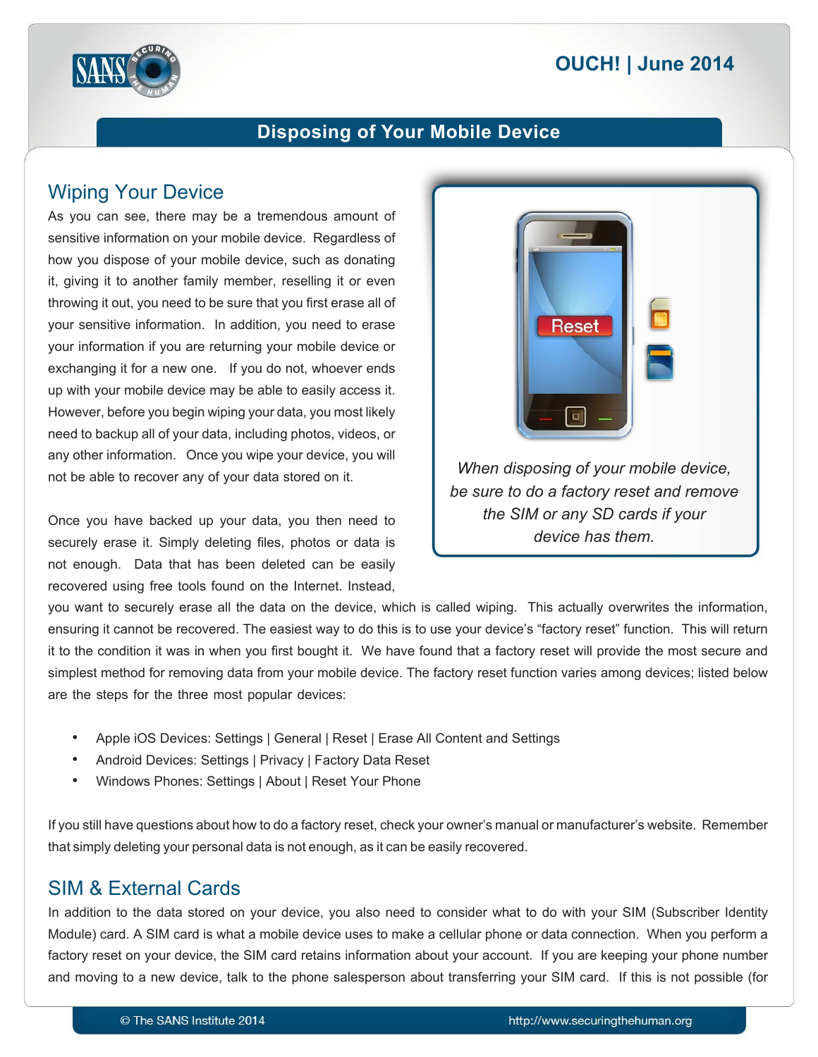## Wiping Your Device

As you can see, there may be a tremendous amount of sensitive information on your mobile device. Regardless of how you dispose of your mobile device, such as donating it, giving it to another family member, reselling it or even throwing it out, you need to be sure that you first erase all of your sensitive information. In addition, you need to erase your information if you are returning your mobile device or exchanging it for a new one. If you do not, whoever ends up with your mobile device may be able to easily access it. However, before you begin wiping your data, you most likely need to backup all of your data, including photos, videos, or any other information. Once you wipe your device, you will not be able to recover any of your data stored on it.

*When disposing of your mobile device, be sure to do a factory reset and remove the SIM or any SD cards if your device has them.*

Once you have backed up your data, you then need to securely erase it. Simply deleting files, photos or data is not enough. Data that has been deleted can be easily recovered using free tools found on the Internet. Instead, you want to securely erase all the data on the device, which is called wiping. This actually overwrites the information, ensuring it cannot be recovered. The easiest way to do this is to use your device's "factory reset" function. This will return it to the condition it was in when you first bought it. We have found that a factory reset will provide the most secure and simplest method for removing data from your mobile device. The factory reset function varies among devices; listed below are the steps for the three most popular devices:

- Apple iOS Devices: Settings | General | Reset | Erase All Content and Settings
- Android Devices: Settings | Privacy | Factory Data Reset
- Windows Phones: Settings | About | Reset Your Phone

If you still have questions about how to do a factory reset, check your owner's manual or manufacturer's website. Remember that simply deleting your personal data is not enough, as it can be easily recovered.

## SIM & External Cards

In addition to the data stored on your device, you also need to consider what to do with your SIM (Subscriber Identity Module) card. A SIM card is what a mobile device uses to make a cellular phone or data connection. When you perform a factory reset on your device, the SIM card retains information about your account. If you are keeping your phone number and moving to a new device, talk to the phone salesperson about transferring your SIM card. If this is not possible (for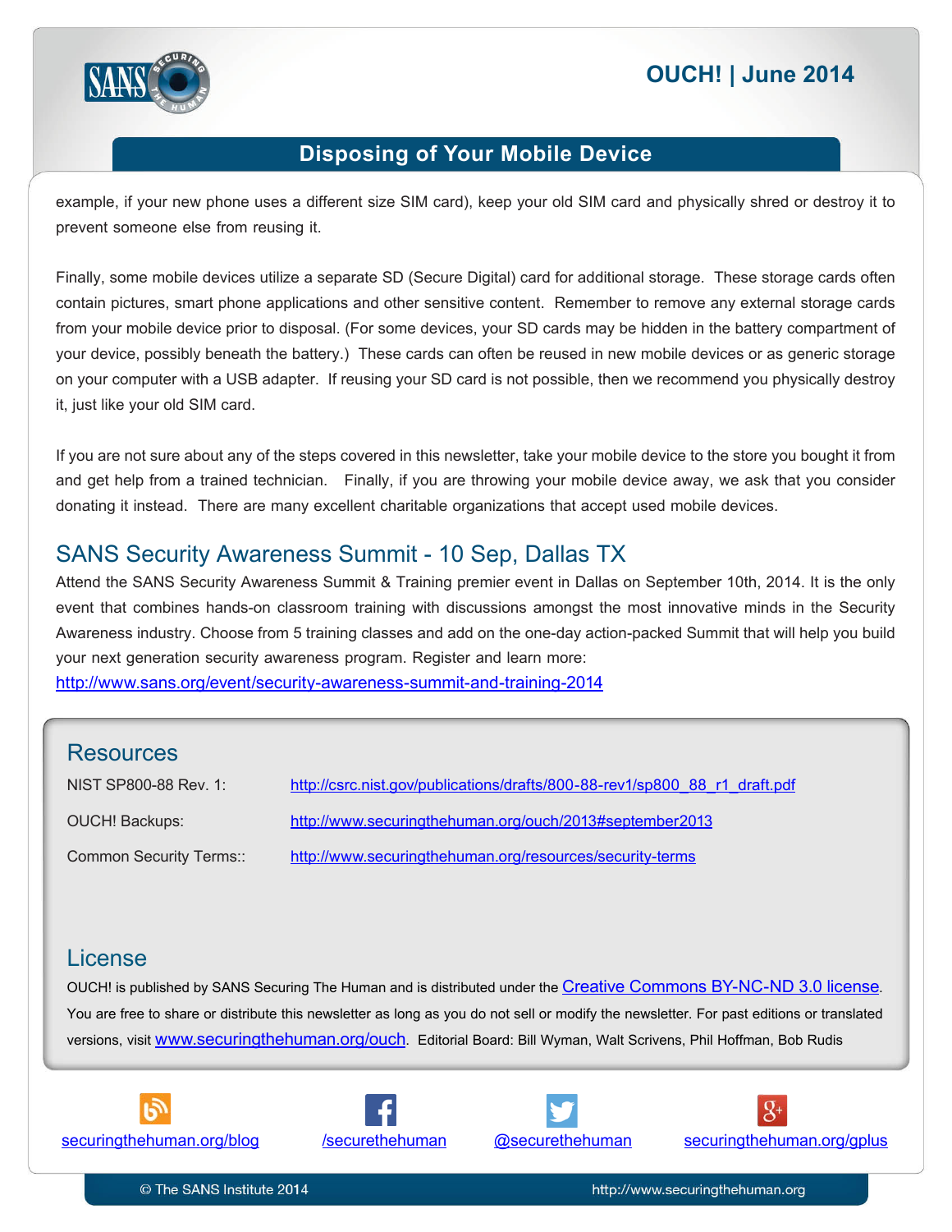example, if your new phone uses a different size SIM card), keep your old SIM card and physically shred or destroy it to prevent someone else from reusing it.

Finally, some mobile devices utilize a separate SD (Secure Digital) card for additional storage. These storage cards often contain pictures, smart phone applications and other sensitive content. Remember to remove any external storage cards from your mobile device prior to disposal. (For some devices, your SD cards may be hidden in the battery compartment of your device, possibly beneath the battery.) These cards can often be reused in new mobile devices or as generic storage on your computer with a USB adapter. If reusing your SD card is not possible, then we recommend you physically destroy it, just like your old SIM card.

If you are not sure about any of the steps covered in this newsletter, take your mobile device to the store you bought it from and get help from a trained technician. Finally, if you are throwing your mobile device away, we ask that you consider donating it instead. There are many excellent charitable organizations that accept used mobile devices.

## SANS Security Awareness Summit - 10 Sep, Dallas TX

Attend the SANS Security Awareness Summit & Training premier event in Dallas on September 10th, 2014. It is the only event that combines hands-on classroom training with discussions amongst the most innovative minds in the Security Awareness industry. Choose from 5 training classes and add on the one-day action-packed Summit that will help you build your next generation security awareness program. Register and learn more:
http://www.sans.org/event/security-awareness-summit-and-training-2014

## Resources

| | |
|---|---|
| NIST SP800-88 Rev. 1: | http://csrc.nist.gov/publications/drafts/800-88-rev1/sp800_88_r1_draft.pdf |
| OUCH! Backups: | http://www.securingthehuman.org/ouch/2013#september2013 |
| Common Security Terms:: | http://www.securingthehuman.org/resources/security-terms |

## License

OUCH! is published by SANS Securing The Human and is distributed under the Creative Commons BY-NC-ND 3.0 license. You are free to share or distribute this newsletter as long as you do not sell or modify the newsletter. For past editions or translated versions, visit www.securingthehuman.org/ouch. Editorial Board: Bill Wyman, Walt Scrivens, Phil Hoffman, Bob Rudis

securingthehuman.org/blog | /securethehuman | @securethehuman | securingthehuman.org/gplus